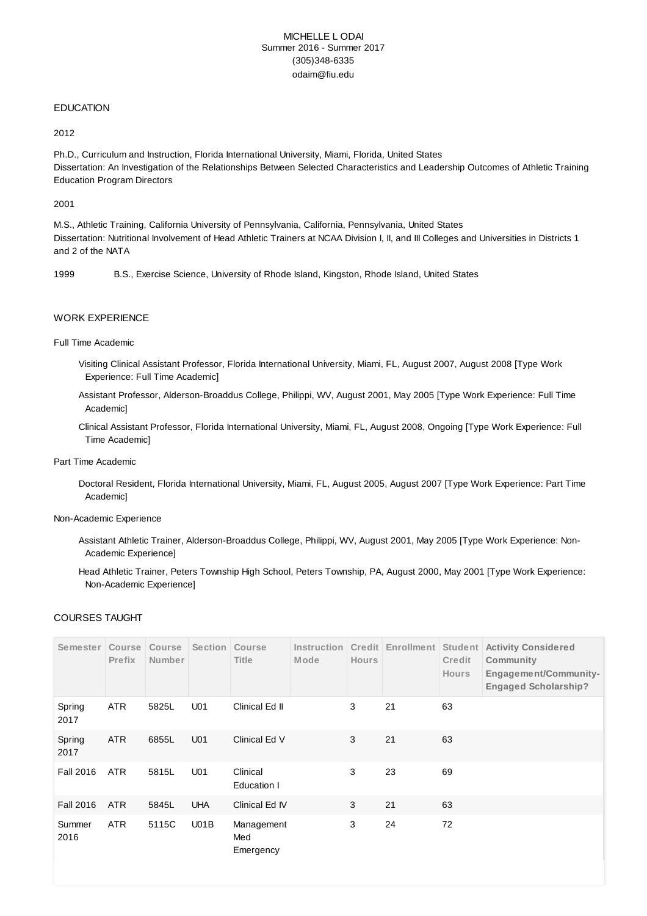MICHELLE L ODAI
Summer 2016 - Summer 2017
(305)348-6335
odaim@fiu.edu

## EDUCATION

2012

Ph.D., Curriculum and Instruction, Florida International University, Miami, Florida, United States
Dissertation: An Investigation of the Relationships Between Selected Characteristics and Leadership Outcomes of Athletic Training Education Program Directors

2001

M.S., Athletic Training, California University of Pennsylvania, California, Pennsylvania, United States
Dissertation: Nutritional Involvement of Head Athletic Trainers at NCAA Division I, II, and III Colleges and Universities in Districts 1 and 2 of the NATA

1999 B.S., Exercise Science, University of Rhode Island, Kingston, Rhode Island, United States

## WORK EXPERIENCE

### Full Time Academic

- Visiting Clinical Assistant Professor, Florida International University, Miami, FL, August 2007, August 2008 [Type Work Experience: Full Time Academic]
- Assistant Professor, Alderson-Broaddus College, Philippi, WV, August 2001, May 2005 [Type Work Experience: Full Time Academic]
- Clinical Assistant Professor, Florida International University, Miami, FL, August 2008, Ongoing [Type Work Experience: Full Time Academic]

### Part Time Academic

- Doctoral Resident, Florida International University, Miami, FL, August 2005, August 2007 [Type Work Experience: Part Time Academic]

### Non-Academic Experience

- Assistant Athletic Trainer, Alderson-Broaddus College, Philippi, WV, August 2001, May 2005 [Type Work Experience: Non-Academic Experience]
- Head Athletic Trainer, Peters Township High School, Peters Township, PA, August 2000, May 2001 [Type Work Experience: Non-Academic Experience]

## COURSES TAUGHT

| Semester | Course Prefix | Course Number | Section | Course Title | Instruction Mode | Credit Hours | Enrollment | Student Credit Hours | Activity Considered Community Engagement/Community-Engaged Scholarship? |
|---|---|---|---|---|---|---|---|---|---|
| Spring 2017 | ATR | 5825L | U01 | Clinical Ed II | | 3 | 21 | 63 | |
| Spring 2017 | ATR | 6855L | U01 | Clinical Ed V | | 3 | 21 | 63 | |
| Fall 2016 | ATR | 5815L | U01 | Clinical Education I | | 3 | 23 | 69 | |
| Fall 2016 | ATR | 5845L | UHA | Clinical Ed IV | | 3 | 21 | 63 | |
| Summer 2016 | ATR | 5115C | U01B | Management Med Emergency | | 3 | 24 | 72 | |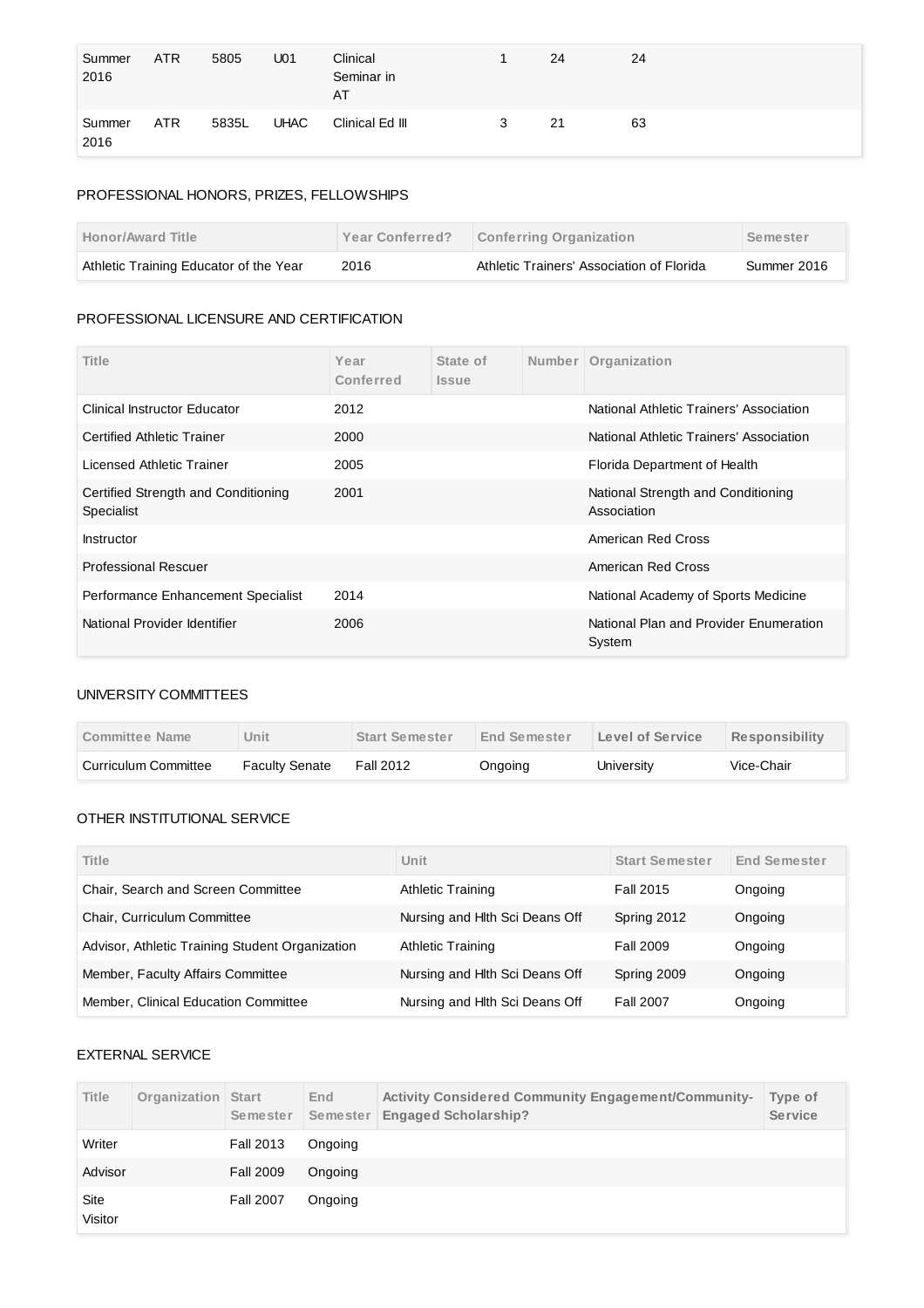| Summer 2016 | ATR | 5805 | U01 | Clinical Seminar in AT | 1 | 24 | 24 |
|---|---|---|---|---|---|---|---|
| Summer 2016 | ATR | 5835L | UHAC | Clinical Ed III | 3 | 21 | 63 |

## PROFESSIONAL HONORS, PRIZES, FELLOWSHIPS

| Honor/Award Title | Year Conferred? | Conferring Organization | Semester |
|---|---|---|---|
| Athletic Training Educator of the Year | 2016 | Athletic Trainers' Association of Florida | Summer 2016 |

## PROFESSIONAL LICENSURE AND CERTIFICATION

| Title | Year Conferred | State of Issue | Number | Organization |
|---|---|---|---|---|
| Clinical Instructor Educator | 2012 | | | National Athletic Trainers' Association |
| Certified Athletic Trainer | 2000 | | | National Athletic Trainers' Association |
| Licensed Athletic Trainer | 2005 | | | Florida Department of Health |
| Certified Strength and Conditioning Specialist | 2001 | | | National Strength and Conditioning Association |
| Instructor | | | | American Red Cross |
| Professional Rescuer | | | | American Red Cross |
| Performance Enhancement Specialist | 2014 | | | National Academy of Sports Medicine |
| National Provider Identifier | 2006 | | | National Plan and Provider Enumeration System |

## UNIVERSITY COMMITTEES

| Committee Name | Unit | Start Semester | End Semester | Level of Service | Responsibility |
|---|---|---|---|---|---|
| Curriculum Committee | Faculty Senate | Fall 2012 | Ongoing | University | Vice-Chair |

## OTHER INSTITUTIONAL SERVICE

| Title | Unit | Start Semester | End Semester |
|---|---|---|---|
| Chair, Search and Screen Committee | Athletic Training | Fall 2015 | Ongoing |
| Chair, Curriculum Committee | Nursing and Hlth Sci Deans Off | Spring 2012 | Ongoing |
| Advisor, Athletic Training Student Organization | Athletic Training | Fall 2009 | Ongoing |
| Member, Faculty Affairs Committee | Nursing and Hlth Sci Deans Off | Spring 2009 | Ongoing |
| Member, Clinical Education Committee | Nursing and Hlth Sci Deans Off | Fall 2007 | Ongoing |

## EXTERNAL SERVICE

| Title | Organization | Start Semester | End Semester | Activity Considered Community Engagement/Community-Engaged Scholarship? | Type of Service |
|---|---|---|---|---|---|
| Writer | | Fall 2013 | Ongoing | | |
| Advisor | | Fall 2009 | Ongoing | | |
| Site Visitor | | Fall 2007 | Ongoing | | |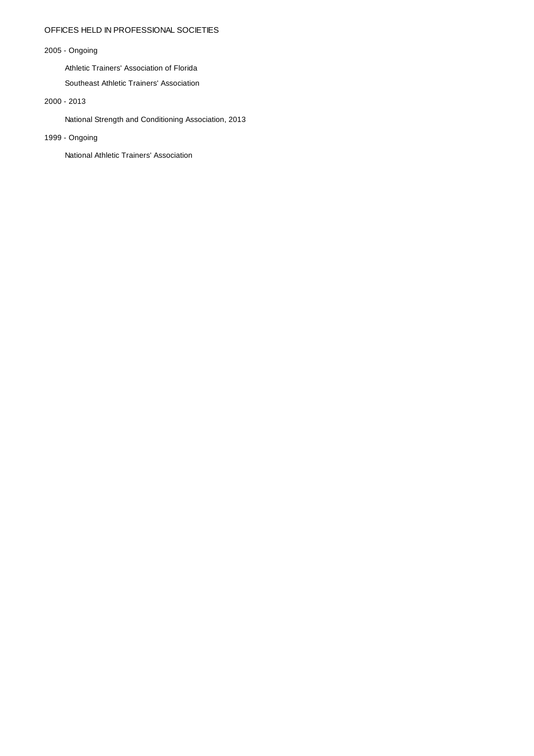## OFFICES HELD IN PROFESSIONAL SOCIETIES

2005 - Ongoing

- Athletic Trainers' Association of Florida
- Southeast Athletic Trainers' Association

2000 - 2013

- National Strength and Conditioning Association, 2013

1999 - Ongoing

- National Athletic Trainers' Association